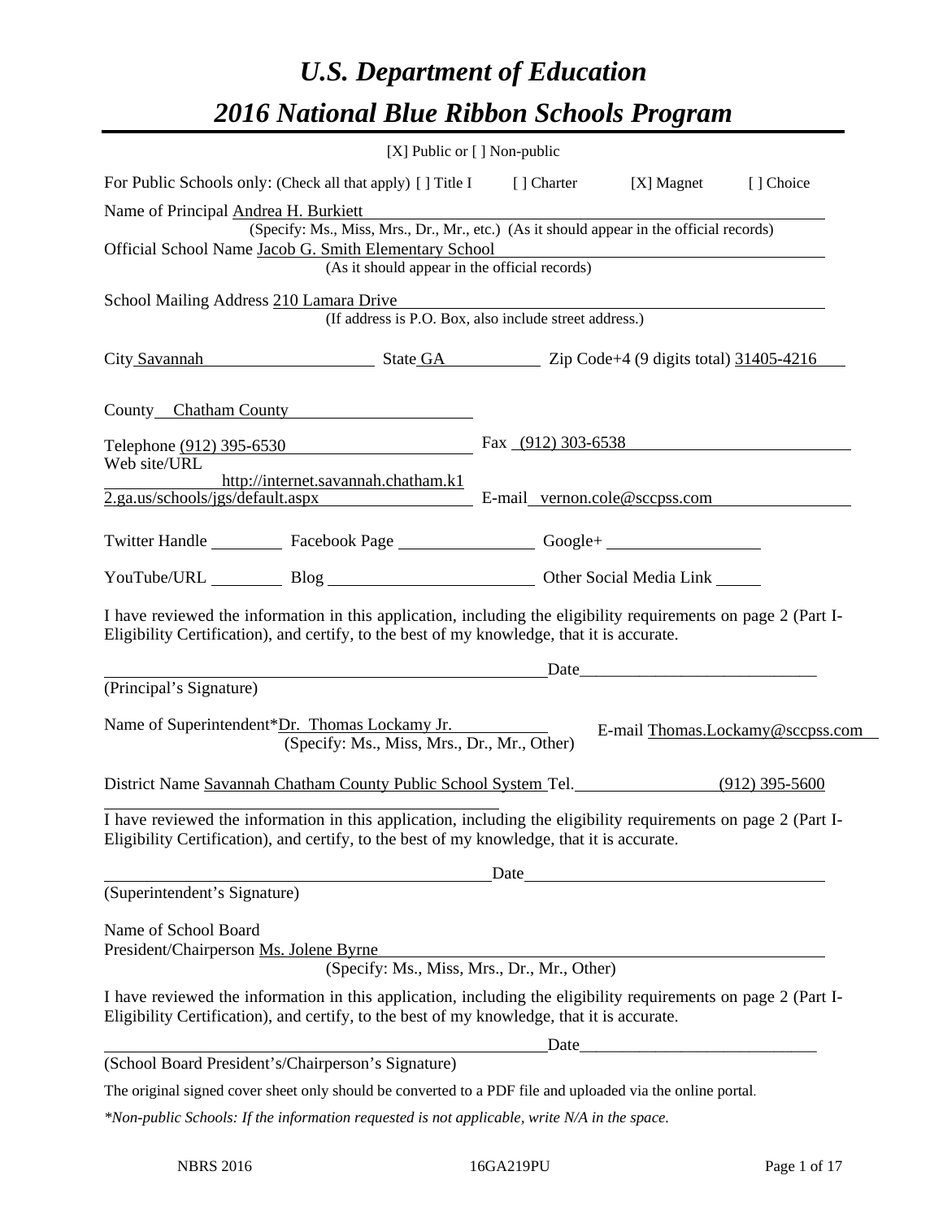# *U.S. Department of Education*

# *2016 National Blue Ribbon Schools Program*

[X] Public or [ ] Non-public

For Public Schools only: (Check all that apply) [ ] Title I [ ] Charter [X] Magnet [ ] Choice

Name of Principal Andrea H. Burkiett
(Specify: Ms., Miss, Mrs., Dr., Mr., etc.) (As it should appear in the official records)

Official School Name Jacob G. Smith Elementary School
(As it should appear in the official records)

School Mailing Address 210 Lamara Drive
(If address is P.O. Box, also include street address.)

City Savannah State GA Zip Code+4 (9 digits total) 31405-4216

County Chatham County

Telephone (912) 395-6530 Fax (912) 303-6538

Web site/URL http://internet.savannah.chatham.k12.ga.us/schools/jgs/default.aspx E-mail vernon.cole@sccpss.com

Twitter Handle Facebook Page Google+

YouTube/URL Blog Other Social Media Link

I have reviewed the information in this application, including the eligibility requirements on page 2 (Part I-Eligibility Certification), and certify, to the best of my knowledge, that it is accurate.

Date

(Principal's Signature)

Name of Superintendent*Dr. Thomas Lockamy Jr. E-mail Thomas.Lockamy@sccpss.com
(Specify: Ms., Miss, Mrs., Dr., Mr., Other)

District Name Savannah Chatham County Public School System Tel. (912) 395-5600

I have reviewed the information in this application, including the eligibility requirements on page 2 (Part I-Eligibility Certification), and certify, to the best of my knowledge, that it is accurate.

Date

(Superintendent's Signature)

Name of School Board President/Chairperson Ms. Jolene Byrne
(Specify: Ms., Miss, Mrs., Dr., Mr., Other)

I have reviewed the information in this application, including the eligibility requirements on page 2 (Part I-Eligibility Certification), and certify, to the best of my knowledge, that it is accurate.

Date

(School Board President's/Chairperson's Signature)

The original signed cover sheet only should be converted to a PDF file and uploaded via the online portal.

*\*Non-public Schools: If the information requested is not applicable, write N/A in the space.*

NBRS 2016 16GA219PU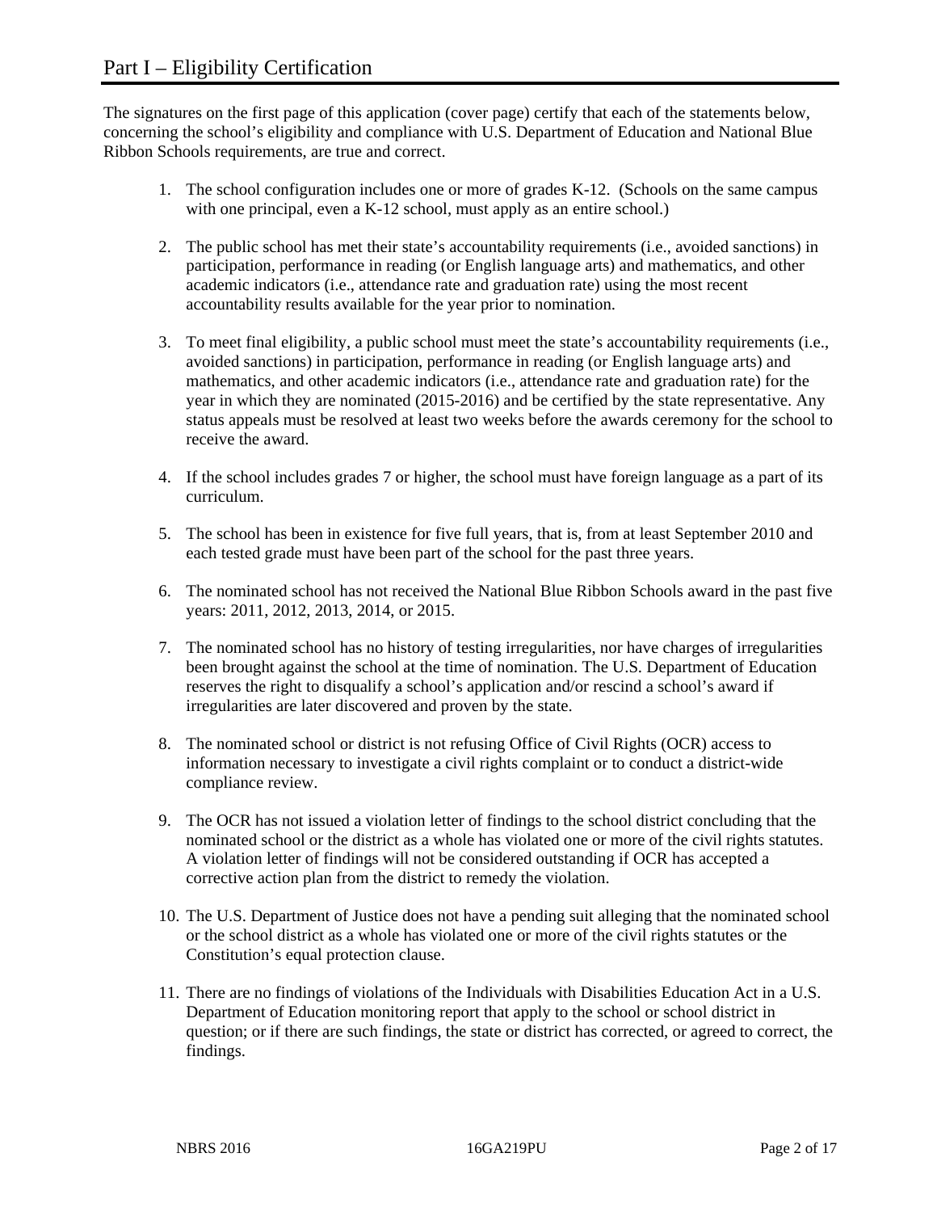# Part I – Eligibility Certification

The signatures on the first page of this application (cover page) certify that each of the statements below, concerning the school's eligibility and compliance with U.S. Department of Education and National Blue Ribbon Schools requirements, are true and correct.

1. The school configuration includes one or more of grades K-12. (Schools on the same campus with one principal, even a K-12 school, must apply as an entire school.)

2. The public school has met their state's accountability requirements (i.e., avoided sanctions) in participation, performance in reading (or English language arts) and mathematics, and other academic indicators (i.e., attendance rate and graduation rate) using the most recent accountability results available for the year prior to nomination.

3. To meet final eligibility, a public school must meet the state's accountability requirements (i.e., avoided sanctions) in participation, performance in reading (or English language arts) and mathematics, and other academic indicators (i.e., attendance rate and graduation rate) for the year in which they are nominated (2015-2016) and be certified by the state representative. Any status appeals must be resolved at least two weeks before the awards ceremony for the school to receive the award.

4. If the school includes grades 7 or higher, the school must have foreign language as a part of its curriculum.

5. The school has been in existence for five full years, that is, from at least September 2010 and each tested grade must have been part of the school for the past three years.

6. The nominated school has not received the National Blue Ribbon Schools award in the past five years: 2011, 2012, 2013, 2014, or 2015.

7. The nominated school has no history of testing irregularities, nor have charges of irregularities been brought against the school at the time of nomination. The U.S. Department of Education reserves the right to disqualify a school's application and/or rescind a school's award if irregularities are later discovered and proven by the state.

8. The nominated school or district is not refusing Office of Civil Rights (OCR) access to information necessary to investigate a civil rights complaint or to conduct a district-wide compliance review.

9. The OCR has not issued a violation letter of findings to the school district concluding that the nominated school or the district as a whole has violated one or more of the civil rights statutes. A violation letter of findings will not be considered outstanding if OCR has accepted a corrective action plan from the district to remedy the violation.

10. The U.S. Department of Justice does not have a pending suit alleging that the nominated school or the school district as a whole has violated one or more of the civil rights statutes or the Constitution's equal protection clause.

11. There are no findings of violations of the Individuals with Disabilities Education Act in a U.S. Department of Education monitoring report that apply to the school or school district in question; or if there are such findings, the state or district has corrected, or agreed to correct, the findings.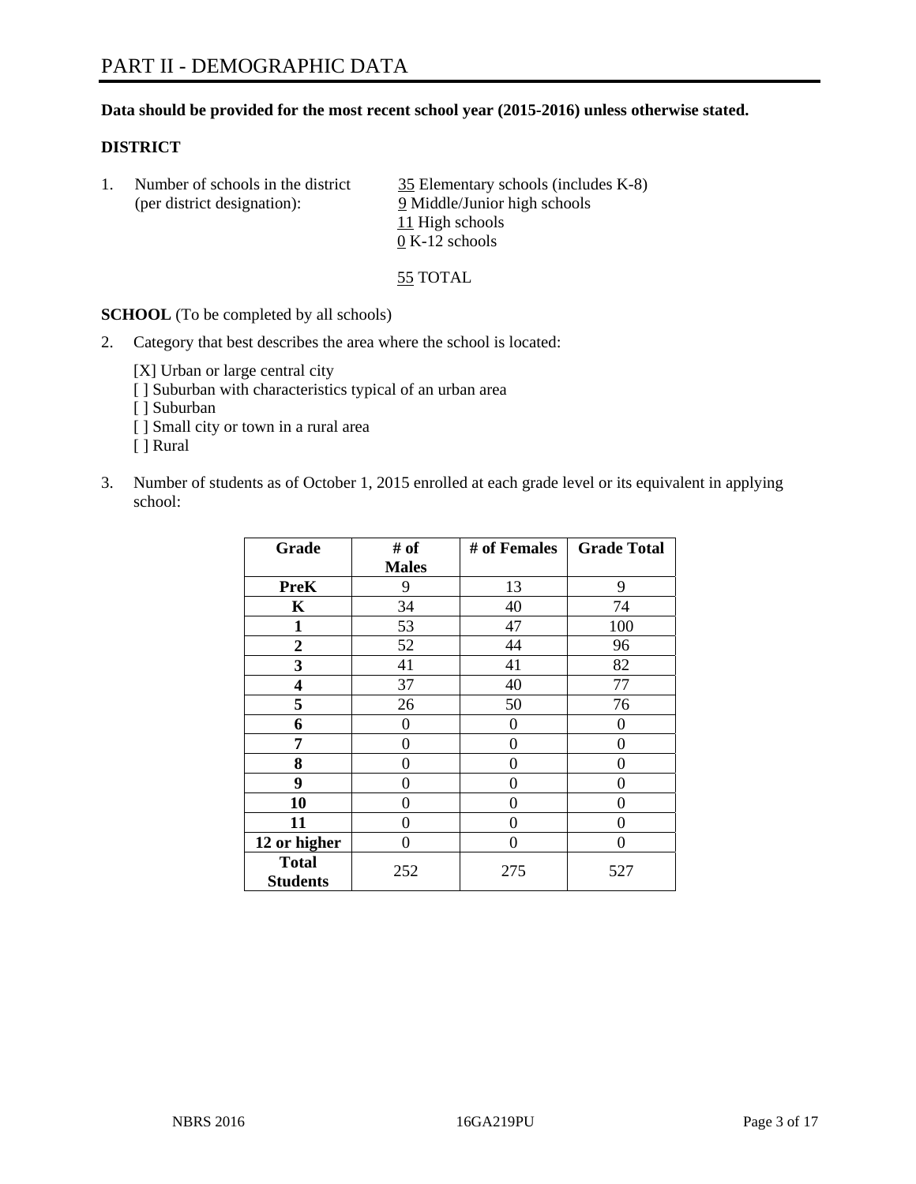# PART II - DEMOGRAPHIC DATA

**Data should be provided for the most recent school year (2015-2016) unless otherwise stated.**

**DISTRICT**

1. Number of schools in the district (per district designation):
   35 Elementary schools (includes K-8)
   9 Middle/Junior high schools
   11 High schools
   0 K-12 schools

   55 TOTAL

**SCHOOL** (To be completed by all schools)

2. Category that best describes the area where the school is located:

   [X] Urban or large central city
   [ ] Suburban with characteristics typical of an urban area
   [ ] Suburban
   [ ] Small city or town in a rural area
   [ ] Rural

3. Number of students as of October 1, 2015 enrolled at each grade level or its equivalent in applying school:

| Grade | # of Males | # of Females | Grade Total |
|---|---|---|---|
| **PreK** | 9 | 13 | 9 |
| **K** | 34 | 40 | 74 |
| **1** | 53 | 47 | 100 |
| **2** | 52 | 44 | 96 |
| **3** | 41 | 41 | 82 |
| **4** | 37 | 40 | 77 |
| **5** | 26 | 50 | 76 |
| **6** | 0 | 0 | 0 |
| **7** | 0 | 0 | 0 |
| **8** | 0 | 0 | 0 |
| **9** | 0 | 0 | 0 |
| **10** | 0 | 0 | 0 |
| **11** | 0 | 0 | 0 |
| **12 or higher** | 0 | 0 | 0 |
| **Total Students** | 252 | 275 | 527 |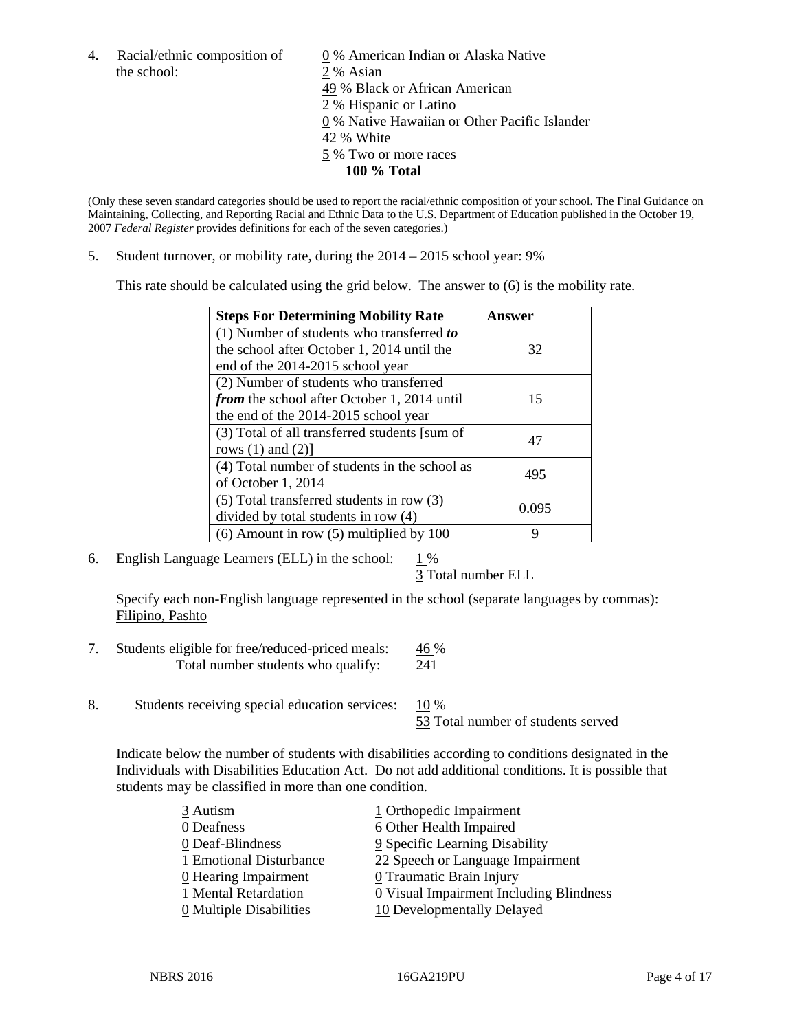4. Racial/ethnic composition of the school:

0 % American Indian or Alaska Native
2 % Asian
49 % Black or African American
2 % Hispanic or Latino
0 % Native Hawaiian or Other Pacific Islander
42 % White
5 % Two or more races
**100 % Total**

(Only these seven standard categories should be used to report the racial/ethnic composition of your school. The Final Guidance on Maintaining, Collecting, and Reporting Racial and Ethnic Data to the U.S. Department of Education published in the October 19, 2007 *Federal Register* provides definitions for each of the seven categories.)

5. Student turnover, or mobility rate, during the 2014 – 2015 school year: 9%

This rate should be calculated using the grid below. The answer to (6) is the mobility rate.

| **Steps For Determining Mobility Rate** | **Answer** |
|---|---|
| (1) Number of students who transferred ***to*** the school after October 1, 2014 until the end of the 2014-2015 school year | 32 |
| (2) Number of students who transferred ***from*** the school after October 1, 2014 until the end of the 2014-2015 school year | 15 |
| (3) Total of all transferred students [sum of rows (1) and (2)] | 47 |
| (4) Total number of students in the school as of October 1, 2014 | 495 |
| (5) Total transferred students in row (3) divided by total students in row (4) | 0.095 |
| (6) Amount in row (5) multiplied by 100 | 9 |

6. English Language Learners (ELL) in the school: 1 %
3 Total number ELL

Specify each non-English language represented in the school (separate languages by commas):
Filipino, Pashto

7. Students eligible for free/reduced-priced meals: 46 %
Total number students who qualify: 241

8. Students receiving special education services: 10 %
53 Total number of students served

Indicate below the number of students with disabilities according to conditions designated in the Individuals with Disabilities Education Act. Do not add additional conditions. It is possible that students may be classified in more than one condition.

3 Autism
0 Deafness
0 Deaf-Blindness
1 Emotional Disturbance
0 Hearing Impairment
1 Mental Retardation
0 Multiple Disabilities
1 Orthopedic Impairment
6 Other Health Impaired
9 Specific Learning Disability
22 Speech or Language Impairment
0 Traumatic Brain Injury
0 Visual Impairment Including Blindness
10 Developmentally Delayed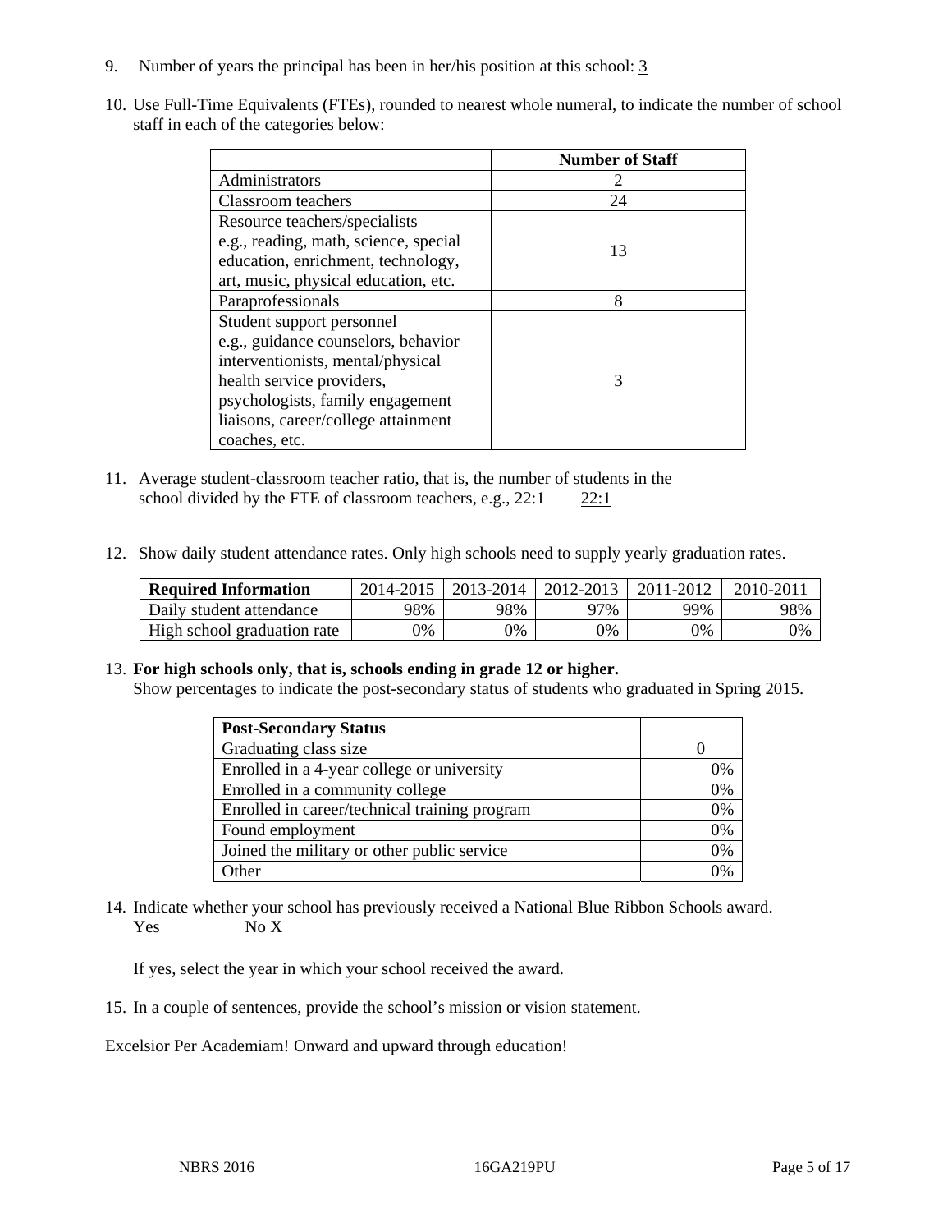9. Number of years the principal has been in her/his position at this school: 3

10. Use Full-Time Equivalents (FTEs), rounded to nearest whole numeral, to indicate the number of school staff in each of the categories below:

| | Number of Staff |
|---|---|
| Administrators | 2 |
| Classroom teachers | 24 |
| Resource teachers/specialists e.g., reading, math, science, special education, enrichment, technology, art, music, physical education, etc. | 13 |
| Paraprofessionals | 8 |
| Student support personnel e.g., guidance counselors, behavior interventionists, mental/physical health service providers, psychologists, family engagement liaisons, career/college attainment coaches, etc. | 3 |

11. Average student-classroom teacher ratio, that is, the number of students in the school divided by the FTE of classroom teachers, e.g., 22:1 22:1

12. Show daily student attendance rates. Only high schools need to supply yearly graduation rates.

| Required Information | 2014-2015 | 2013-2014 | 2012-2013 | 2011-2012 | 2010-2011 |
|---|---|---|---|---|---|
| Daily student attendance | 98% | 98% | 97% | 99% | 98% |
| High school graduation rate | 0% | 0% | 0% | 0% | 0% |

13. **For high schools only, that is, schools ending in grade 12 or higher.**
Show percentages to indicate the post-secondary status of students who graduated in Spring 2015.

| Post-Secondary Status | |
|---|---|
| Graduating class size | 0 |
| Enrolled in a 4-year college or university | 0% |
| Enrolled in a community college | 0% |
| Enrolled in career/technical training program | 0% |
| Found employment | 0% |
| Joined the military or other public service | 0% |
| Other | 0% |

14. Indicate whether your school has previously received a National Blue Ribbon Schools award.
Yes No X

If yes, select the year in which your school received the award.

15. In a couple of sentences, provide the school's mission or vision statement.

Excelsior Per Academiam! Onward and upward through education!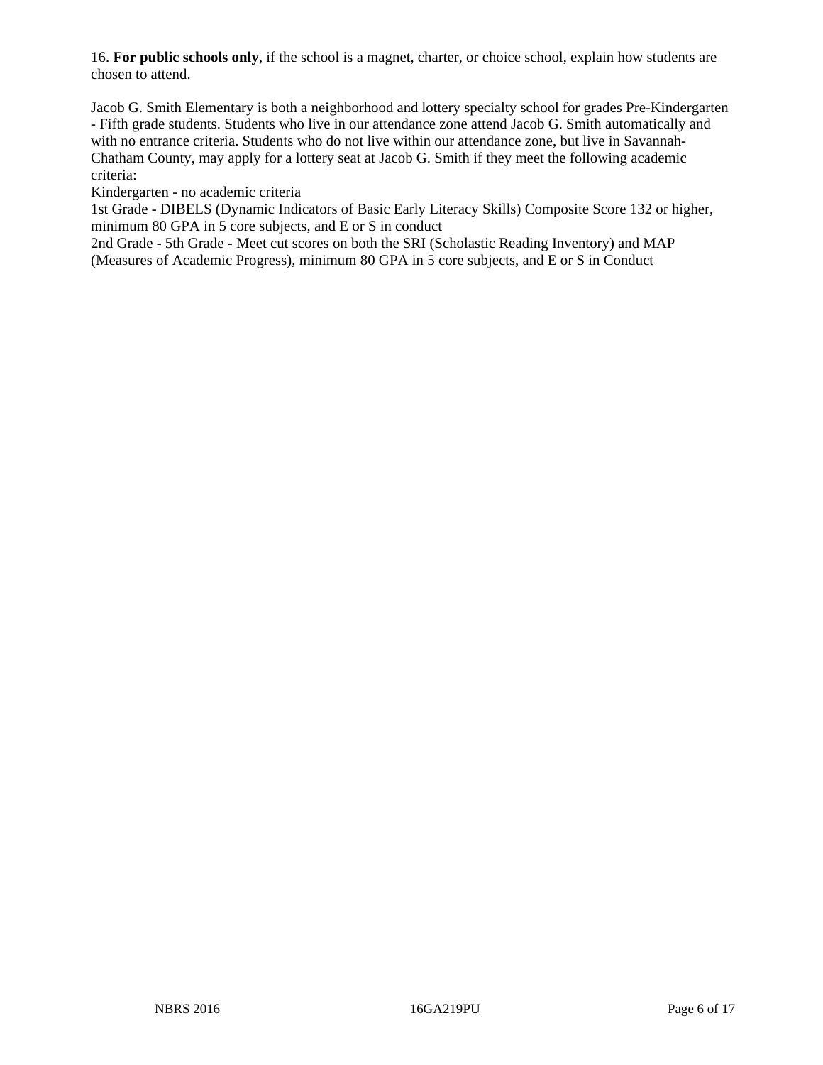16. **For public schools only**, if the school is a magnet, charter, or choice school, explain how students are chosen to attend.

Jacob G. Smith Elementary is both a neighborhood and lottery specialty school for grades Pre-Kindergarten - Fifth grade students. Students who live in our attendance zone attend Jacob G. Smith automatically and with no entrance criteria. Students who do not live within our attendance zone, but live in Savannah-Chatham County, may apply for a lottery seat at Jacob G. Smith if they meet the following academic criteria:

Kindergarten - no academic criteria

1st Grade - DIBELS (Dynamic Indicators of Basic Early Literacy Skills) Composite Score 132 or higher, minimum 80 GPA in 5 core subjects, and E or S in conduct

2nd Grade - 5th Grade - Meet cut scores on both the SRI (Scholastic Reading Inventory) and MAP (Measures of Academic Progress), minimum 80 GPA in 5 core subjects, and E or S in Conduct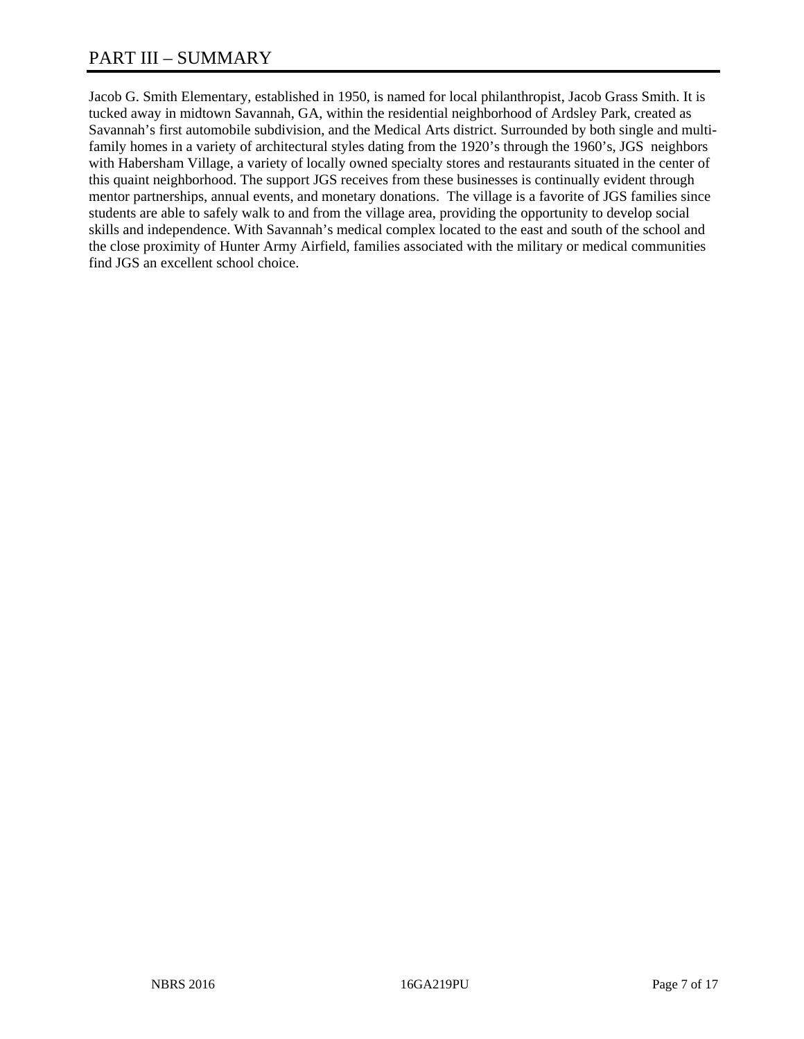# PART III – SUMMARY

Jacob G. Smith Elementary, established in 1950, is named for local philanthropist, Jacob Grass Smith. It is tucked away in midtown Savannah, GA, within the residential neighborhood of Ardsley Park, created as Savannah's first automobile subdivision, and the Medical Arts district. Surrounded by both single and multi-family homes in a variety of architectural styles dating from the 1920's through the 1960's, JGS neighbors with Habersham Village, a variety of locally owned specialty stores and restaurants situated in the center of this quaint neighborhood. The support JGS receives from these businesses is continually evident through mentor partnerships, annual events, and monetary donations. The village is a favorite of JGS families since students are able to safely walk to and from the village area, providing the opportunity to develop social skills and independence. With Savannah's medical complex located to the east and south of the school and the close proximity of Hunter Army Airfield, families associated with the military or medical communities find JGS an excellent school choice.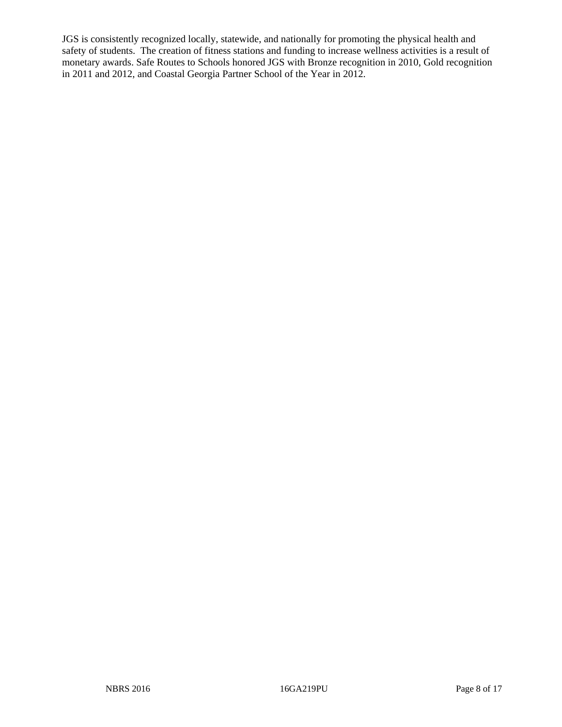JGS is consistently recognized locally, statewide, and nationally for promoting the physical health and safety of students. The creation of fitness stations and funding to increase wellness activities is a result of monetary awards. Safe Routes to Schools honored JGS with Bronze recognition in 2010, Gold recognition in 2011 and 2012, and Coastal Georgia Partner School of the Year in 2012.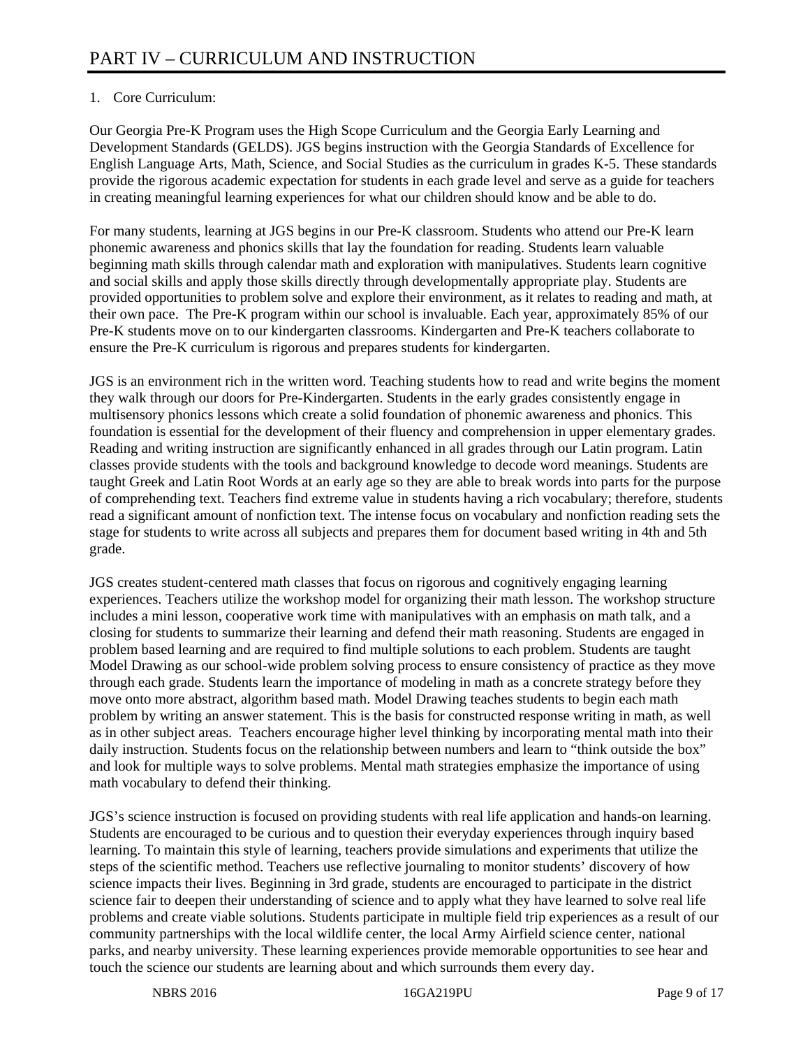# PART IV – CURRICULUM AND INSTRUCTION

1. Core Curriculum:

Our Georgia Pre-K Program uses the High Scope Curriculum and the Georgia Early Learning and Development Standards (GELDS). JGS begins instruction with the Georgia Standards of Excellence for English Language Arts, Math, Science, and Social Studies as the curriculum in grades K-5. These standards provide the rigorous academic expectation for students in each grade level and serve as a guide for teachers in creating meaningful learning experiences for what our children should know and be able to do.

For many students, learning at JGS begins in our Pre-K classroom. Students who attend our Pre-K learn phonemic awareness and phonics skills that lay the foundation for reading. Students learn valuable beginning math skills through calendar math and exploration with manipulatives. Students learn cognitive and social skills and apply those skills directly through developmentally appropriate play. Students are provided opportunities to problem solve and explore their environment, as it relates to reading and math, at their own pace. The Pre-K program within our school is invaluable. Each year, approximately 85% of our Pre-K students move on to our kindergarten classrooms. Kindergarten and Pre-K teachers collaborate to ensure the Pre-K curriculum is rigorous and prepares students for kindergarten.

JGS is an environment rich in the written word. Teaching students how to read and write begins the moment they walk through our doors for Pre-Kindergarten. Students in the early grades consistently engage in multisensory phonics lessons which create a solid foundation of phonemic awareness and phonics. This foundation is essential for the development of their fluency and comprehension in upper elementary grades. Reading and writing instruction are significantly enhanced in all grades through our Latin program. Latin classes provide students with the tools and background knowledge to decode word meanings. Students are taught Greek and Latin Root Words at an early age so they are able to break words into parts for the purpose of comprehending text. Teachers find extreme value in students having a rich vocabulary; therefore, students read a significant amount of nonfiction text. The intense focus on vocabulary and nonfiction reading sets the stage for students to write across all subjects and prepares them for document based writing in 4th and 5th grade.

JGS creates student-centered math classes that focus on rigorous and cognitively engaging learning experiences. Teachers utilize the workshop model for organizing their math lesson. The workshop structure includes a mini lesson, cooperative work time with manipulatives with an emphasis on math talk, and a closing for students to summarize their learning and defend their math reasoning. Students are engaged in problem based learning and are required to find multiple solutions to each problem. Students are taught Model Drawing as our school-wide problem solving process to ensure consistency of practice as they move through each grade. Students learn the importance of modeling in math as a concrete strategy before they move onto more abstract, algorithm based math. Model Drawing teaches students to begin each math problem by writing an answer statement. This is the basis for constructed response writing in math, as well as in other subject areas. Teachers encourage higher level thinking by incorporating mental math into their daily instruction. Students focus on the relationship between numbers and learn to "think outside the box" and look for multiple ways to solve problems. Mental math strategies emphasize the importance of using math vocabulary to defend their thinking.

JGS's science instruction is focused on providing students with real life application and hands-on learning. Students are encouraged to be curious and to question their everyday experiences through inquiry based learning. To maintain this style of learning, teachers provide simulations and experiments that utilize the steps of the scientific method. Teachers use reflective journaling to monitor students' discovery of how science impacts their lives. Beginning in 3rd grade, students are encouraged to participate in the district science fair to deepen their understanding of science and to apply what they have learned to solve real life problems and create viable solutions. Students participate in multiple field trip experiences as a result of our community partnerships with the local wildlife center, the local Army Airfield science center, national parks, and nearby university. These learning experiences provide memorable opportunities to see hear and touch the science our students are learning about and which surrounds them every day.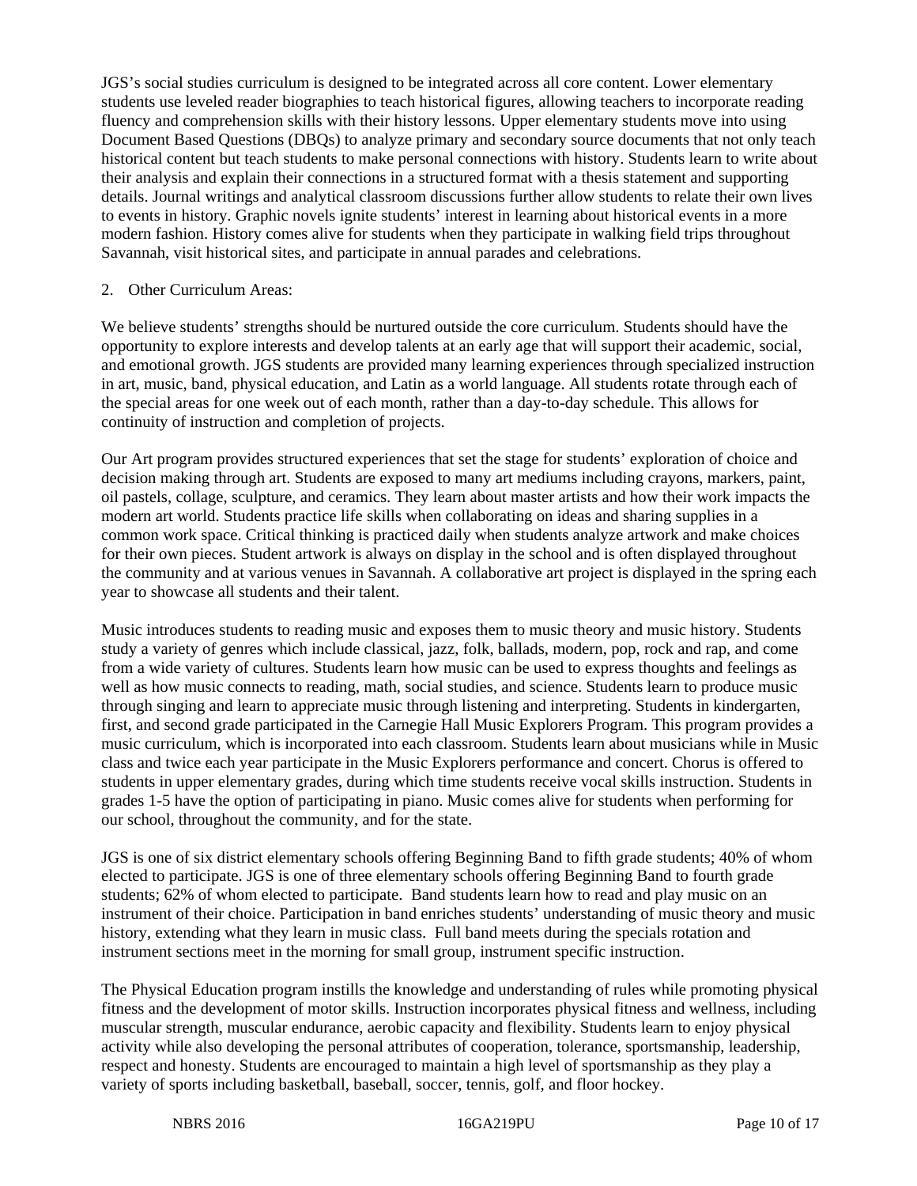JGS's social studies curriculum is designed to be integrated across all core content. Lower elementary students use leveled reader biographies to teach historical figures, allowing teachers to incorporate reading fluency and comprehension skills with their history lessons. Upper elementary students move into using Document Based Questions (DBQs) to analyze primary and secondary source documents that not only teach historical content but teach students to make personal connections with history. Students learn to write about their analysis and explain their connections in a structured format with a thesis statement and supporting details. Journal writings and analytical classroom discussions further allow students to relate their own lives to events in history. Graphic novels ignite students' interest in learning about historical events in a more modern fashion. History comes alive for students when they participate in walking field trips throughout Savannah, visit historical sites, and participate in annual parades and celebrations.

2. Other Curriculum Areas:

We believe students' strengths should be nurtured outside the core curriculum. Students should have the opportunity to explore interests and develop talents at an early age that will support their academic, social, and emotional growth. JGS students are provided many learning experiences through specialized instruction in art, music, band, physical education, and Latin as a world language. All students rotate through each of the special areas for one week out of each month, rather than a day-to-day schedule. This allows for continuity of instruction and completion of projects.

Our Art program provides structured experiences that set the stage for students' exploration of choice and decision making through art. Students are exposed to many art mediums including crayons, markers, paint, oil pastels, collage, sculpture, and ceramics. They learn about master artists and how their work impacts the modern art world. Students practice life skills when collaborating on ideas and sharing supplies in a common work space. Critical thinking is practiced daily when students analyze artwork and make choices for their own pieces. Student artwork is always on display in the school and is often displayed throughout the community and at various venues in Savannah. A collaborative art project is displayed in the spring each year to showcase all students and their talent.

Music introduces students to reading music and exposes them to music theory and music history. Students study a variety of genres which include classical, jazz, folk, ballads, modern, pop, rock and rap, and come from a wide variety of cultures. Students learn how music can be used to express thoughts and feelings as well as how music connects to reading, math, social studies, and science. Students learn to produce music through singing and learn to appreciate music through listening and interpreting. Students in kindergarten, first, and second grade participated in the Carnegie Hall Music Explorers Program. This program provides a music curriculum, which is incorporated into each classroom. Students learn about musicians while in Music class and twice each year participate in the Music Explorers performance and concert. Chorus is offered to students in upper elementary grades, during which time students receive vocal skills instruction. Students in grades 1-5 have the option of participating in piano. Music comes alive for students when performing for our school, throughout the community, and for the state.

JGS is one of six district elementary schools offering Beginning Band to fifth grade students; 40% of whom elected to participate. JGS is one of three elementary schools offering Beginning Band to fourth grade students; 62% of whom elected to participate. Band students learn how to read and play music on an instrument of their choice. Participation in band enriches students' understanding of music theory and music history, extending what they learn in music class. Full band meets during the specials rotation and instrument sections meet in the morning for small group, instrument specific instruction.

The Physical Education program instills the knowledge and understanding of rules while promoting physical fitness and the development of motor skills. Instruction incorporates physical fitness and wellness, including muscular strength, muscular endurance, aerobic capacity and flexibility. Students learn to enjoy physical activity while also developing the personal attributes of cooperation, tolerance, sportsmanship, leadership, respect and honesty. Students are encouraged to maintain a high level of sportsmanship as they play a variety of sports including basketball, baseball, soccer, tennis, golf, and floor hockey.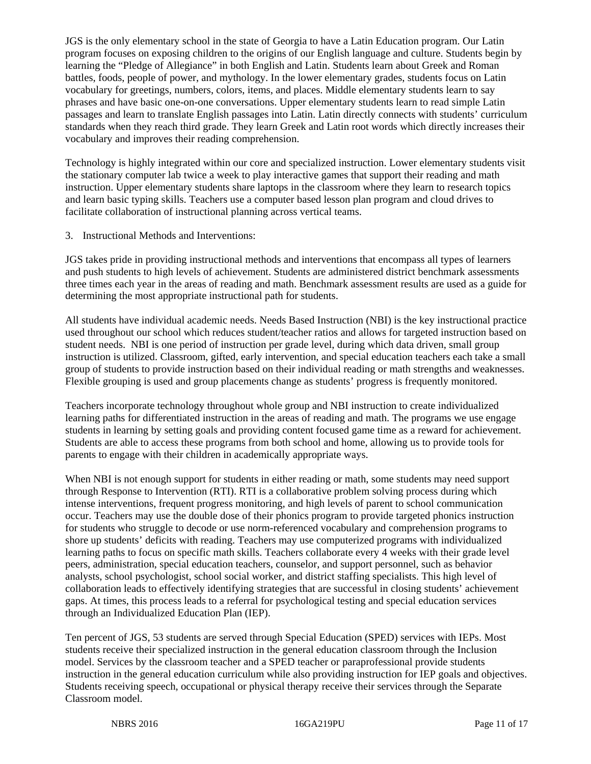JGS is the only elementary school in the state of Georgia to have a Latin Education program. Our Latin program focuses on exposing children to the origins of our English language and culture. Students begin by learning the "Pledge of Allegiance" in both English and Latin. Students learn about Greek and Roman battles, foods, people of power, and mythology. In the lower elementary grades, students focus on Latin vocabulary for greetings, numbers, colors, items, and places. Middle elementary students learn to say phrases and have basic one-on-one conversations. Upper elementary students learn to read simple Latin passages and learn to translate English passages into Latin. Latin directly connects with students' curriculum standards when they reach third grade. They learn Greek and Latin root words which directly increases their vocabulary and improves their reading comprehension.

Technology is highly integrated within our core and specialized instruction. Lower elementary students visit the stationary computer lab twice a week to play interactive games that support their reading and math instruction. Upper elementary students share laptops in the classroom where they learn to research topics and learn basic typing skills. Teachers use a computer based lesson plan program and cloud drives to facilitate collaboration of instructional planning across vertical teams.

3. Instructional Methods and Interventions:

JGS takes pride in providing instructional methods and interventions that encompass all types of learners and push students to high levels of achievement. Students are administered district benchmark assessments three times each year in the areas of reading and math. Benchmark assessment results are used as a guide for determining the most appropriate instructional path for students.

All students have individual academic needs. Needs Based Instruction (NBI) is the key instructional practice used throughout our school which reduces student/teacher ratios and allows for targeted instruction based on student needs. NBI is one period of instruction per grade level, during which data driven, small group instruction is utilized. Classroom, gifted, early intervention, and special education teachers each take a small group of students to provide instruction based on their individual reading or math strengths and weaknesses. Flexible grouping is used and group placements change as students' progress is frequently monitored.

Teachers incorporate technology throughout whole group and NBI instruction to create individualized learning paths for differentiated instruction in the areas of reading and math. The programs we use engage students in learning by setting goals and providing content focused game time as a reward for achievement. Students are able to access these programs from both school and home, allowing us to provide tools for parents to engage with their children in academically appropriate ways.

When NBI is not enough support for students in either reading or math, some students may need support through Response to Intervention (RTI). RTI is a collaborative problem solving process during which intense interventions, frequent progress monitoring, and high levels of parent to school communication occur. Teachers may use the double dose of their phonics program to provide targeted phonics instruction for students who struggle to decode or use norm-referenced vocabulary and comprehension programs to shore up students' deficits with reading. Teachers may use computerized programs with individualized learning paths to focus on specific math skills. Teachers collaborate every 4 weeks with their grade level peers, administration, special education teachers, counselor, and support personnel, such as behavior analysts, school psychologist, school social worker, and district staffing specialists. This high level of collaboration leads to effectively identifying strategies that are successful in closing students' achievement gaps. At times, this process leads to a referral for psychological testing and special education services through an Individualized Education Plan (IEP).

Ten percent of JGS, 53 students are served through Special Education (SPED) services with IEPs. Most students receive their specialized instruction in the general education classroom through the Inclusion model. Services by the classroom teacher and a SPED teacher or paraprofessional provide students instruction in the general education curriculum while also providing instruction for IEP goals and objectives. Students receiving speech, occupational or physical therapy receive their services through the Separate Classroom model.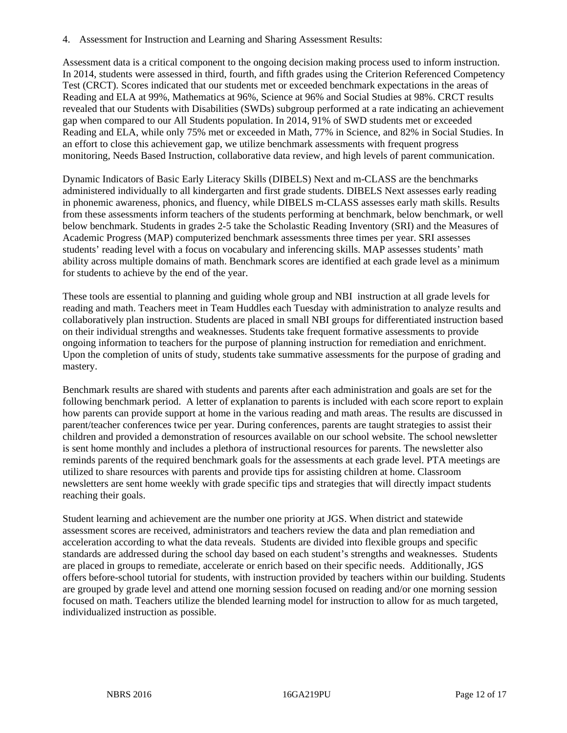4. Assessment for Instruction and Learning and Sharing Assessment Results:

Assessment data is a critical component to the ongoing decision making process used to inform instruction. In 2014, students were assessed in third, fourth, and fifth grades using the Criterion Referenced Competency Test (CRCT). Scores indicated that our students met or exceeded benchmark expectations in the areas of Reading and ELA at 99%, Mathematics at 96%, Science at 96% and Social Studies at 98%. CRCT results revealed that our Students with Disabilities (SWDs) subgroup performed at a rate indicating an achievement gap when compared to our All Students population. In 2014, 91% of SWD students met or exceeded Reading and ELA, while only 75% met or exceeded in Math, 77% in Science, and 82% in Social Studies. In an effort to close this achievement gap, we utilize benchmark assessments with frequent progress monitoring, Needs Based Instruction, collaborative data review, and high levels of parent communication.

Dynamic Indicators of Basic Early Literacy Skills (DIBELS) Next and m-CLASS are the benchmarks administered individually to all kindergarten and first grade students. DIBELS Next assesses early reading in phonemic awareness, phonics, and fluency, while DIBELS m-CLASS assesses early math skills. Results from these assessments inform teachers of the students performing at benchmark, below benchmark, or well below benchmark. Students in grades 2-5 take the Scholastic Reading Inventory (SRI) and the Measures of Academic Progress (MAP) computerized benchmark assessments three times per year. SRI assesses students' reading level with a focus on vocabulary and inferencing skills. MAP assesses students' math ability across multiple domains of math. Benchmark scores are identified at each grade level as a minimum for students to achieve by the end of the year.

These tools are essential to planning and guiding whole group and NBI instruction at all grade levels for reading and math. Teachers meet in Team Huddles each Tuesday with administration to analyze results and collaboratively plan instruction. Students are placed in small NBI groups for differentiated instruction based on their individual strengths and weaknesses. Students take frequent formative assessments to provide ongoing information to teachers for the purpose of planning instruction for remediation and enrichment. Upon the completion of units of study, students take summative assessments for the purpose of grading and mastery.

Benchmark results are shared with students and parents after each administration and goals are set for the following benchmark period. A letter of explanation to parents is included with each score report to explain how parents can provide support at home in the various reading and math areas. The results are discussed in parent/teacher conferences twice per year. During conferences, parents are taught strategies to assist their children and provided a demonstration of resources available on our school website. The school newsletter is sent home monthly and includes a plethora of instructional resources for parents. The newsletter also reminds parents of the required benchmark goals for the assessments at each grade level. PTA meetings are utilized to share resources with parents and provide tips for assisting children at home. Classroom newsletters are sent home weekly with grade specific tips and strategies that will directly impact students reaching their goals.

Student learning and achievement are the number one priority at JGS. When district and statewide assessment scores are received, administrators and teachers review the data and plan remediation and acceleration according to what the data reveals. Students are divided into flexible groups and specific standards are addressed during the school day based on each student's strengths and weaknesses. Students are placed in groups to remediate, accelerate or enrich based on their specific needs. Additionally, JGS offers before-school tutorial for students, with instruction provided by teachers within our building. Students are grouped by grade level and attend one morning session focused on reading and/or one morning session focused on math. Teachers utilize the blended learning model for instruction to allow for as much targeted, individualized instruction as possible.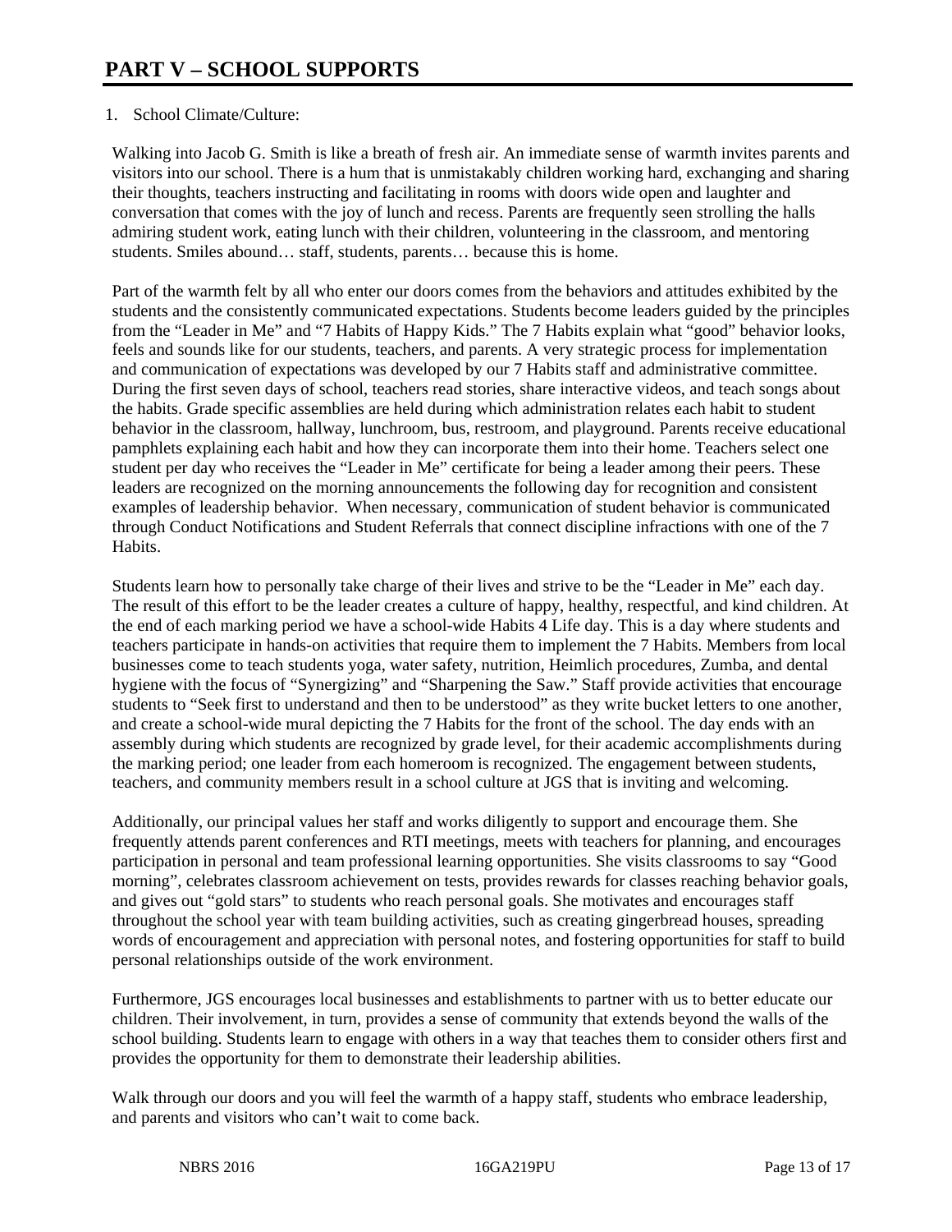# PART V – SCHOOL SUPPORTS

1. School Climate/Culture:

Walking into Jacob G. Smith is like a breath of fresh air. An immediate sense of warmth invites parents and visitors into our school. There is a hum that is unmistakably children working hard, exchanging and sharing their thoughts, teachers instructing and facilitating in rooms with doors wide open and laughter and conversation that comes with the joy of lunch and recess. Parents are frequently seen strolling the halls admiring student work, eating lunch with their children, volunteering in the classroom, and mentoring students. Smiles abound… staff, students, parents… because this is home.

Part of the warmth felt by all who enter our doors comes from the behaviors and attitudes exhibited by the students and the consistently communicated expectations. Students become leaders guided by the principles from the "Leader in Me" and "7 Habits of Happy Kids." The 7 Habits explain what "good" behavior looks, feels and sounds like for our students, teachers, and parents. A very strategic process for implementation and communication of expectations was developed by our 7 Habits staff and administrative committee. During the first seven days of school, teachers read stories, share interactive videos, and teach songs about the habits. Grade specific assemblies are held during which administration relates each habit to student behavior in the classroom, hallway, lunchroom, bus, restroom, and playground. Parents receive educational pamphlets explaining each habit and how they can incorporate them into their home. Teachers select one student per day who receives the "Leader in Me" certificate for being a leader among their peers. These leaders are recognized on the morning announcements the following day for recognition and consistent examples of leadership behavior. When necessary, communication of student behavior is communicated through Conduct Notifications and Student Referrals that connect discipline infractions with one of the 7 Habits.

Students learn how to personally take charge of their lives and strive to be the "Leader in Me" each day. The result of this effort to be the leader creates a culture of happy, healthy, respectful, and kind children. At the end of each marking period we have a school-wide Habits 4 Life day. This is a day where students and teachers participate in hands-on activities that require them to implement the 7 Habits. Members from local businesses come to teach students yoga, water safety, nutrition, Heimlich procedures, Zumba, and dental hygiene with the focus of "Synergizing" and "Sharpening the Saw." Staff provide activities that encourage students to "Seek first to understand and then to be understood" as they write bucket letters to one another, and create a school-wide mural depicting the 7 Habits for the front of the school. The day ends with an assembly during which students are recognized by grade level, for their academic accomplishments during the marking period; one leader from each homeroom is recognized. The engagement between students, teachers, and community members result in a school culture at JGS that is inviting and welcoming.

Additionally, our principal values her staff and works diligently to support and encourage them. She frequently attends parent conferences and RTI meetings, meets with teachers for planning, and encourages participation in personal and team professional learning opportunities. She visits classrooms to say "Good morning", celebrates classroom achievement on tests, provides rewards for classes reaching behavior goals, and gives out "gold stars" to students who reach personal goals. She motivates and encourages staff throughout the school year with team building activities, such as creating gingerbread houses, spreading words of encouragement and appreciation with personal notes, and fostering opportunities for staff to build personal relationships outside of the work environment.

Furthermore, JGS encourages local businesses and establishments to partner with us to better educate our children. Their involvement, in turn, provides a sense of community that extends beyond the walls of the school building. Students learn to engage with others in a way that teaches them to consider others first and provides the opportunity for them to demonstrate their leadership abilities.

Walk through our doors and you will feel the warmth of a happy staff, students who embrace leadership, and parents and visitors who can't wait to come back.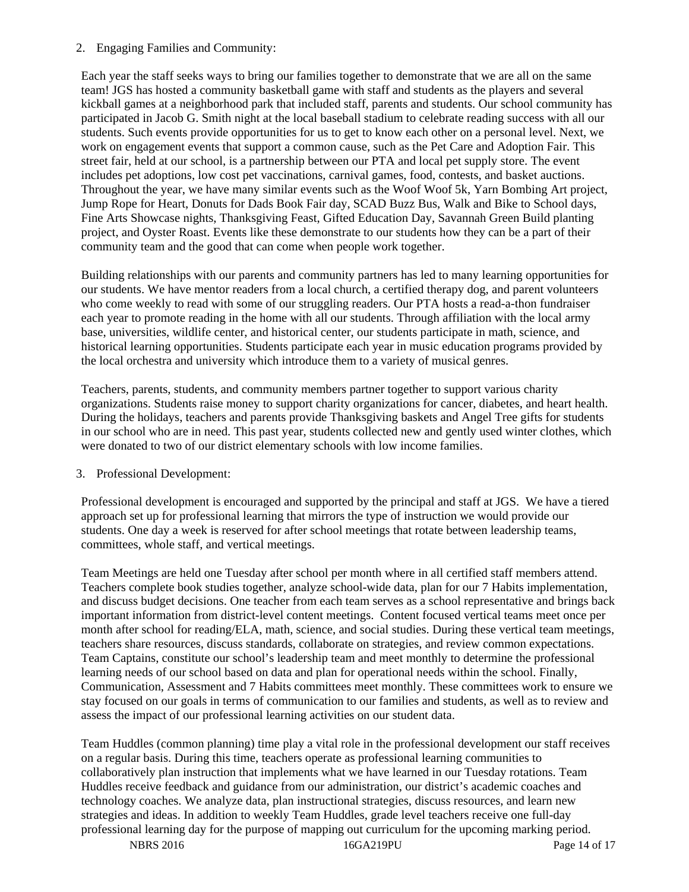2. Engaging Families and Community:

Each year the staff seeks ways to bring our families together to demonstrate that we are all on the same team! JGS has hosted a community basketball game with staff and students as the players and several kickball games at a neighborhood park that included staff, parents and students. Our school community has participated in Jacob G. Smith night at the local baseball stadium to celebrate reading success with all our students. Such events provide opportunities for us to get to know each other on a personal level. Next, we work on engagement events that support a common cause, such as the Pet Care and Adoption Fair. This street fair, held at our school, is a partnership between our PTA and local pet supply store. The event includes pet adoptions, low cost pet vaccinations, carnival games, food, contests, and basket auctions. Throughout the year, we have many similar events such as the Woof Woof 5k, Yarn Bombing Art project, Jump Rope for Heart, Donuts for Dads Book Fair day, SCAD Buzz Bus, Walk and Bike to School days, Fine Arts Showcase nights, Thanksgiving Feast, Gifted Education Day, Savannah Green Build planting project, and Oyster Roast. Events like these demonstrate to our students how they can be a part of their community team and the good that can come when people work together.

Building relationships with our parents and community partners has led to many learning opportunities for our students. We have mentor readers from a local church, a certified therapy dog, and parent volunteers who come weekly to read with some of our struggling readers. Our PTA hosts a read-a-thon fundraiser each year to promote reading in the home with all our students. Through affiliation with the local army base, universities, wildlife center, and historical center, our students participate in math, science, and historical learning opportunities. Students participate each year in music education programs provided by the local orchestra and university which introduce them to a variety of musical genres.

Teachers, parents, students, and community members partner together to support various charity organizations. Students raise money to support charity organizations for cancer, diabetes, and heart health. During the holidays, teachers and parents provide Thanksgiving baskets and Angel Tree gifts for students in our school who are in need. This past year, students collected new and gently used winter clothes, which were donated to two of our district elementary schools with low income families.

3. Professional Development:

Professional development is encouraged and supported by the principal and staff at JGS. We have a tiered approach set up for professional learning that mirrors the type of instruction we would provide our students. One day a week is reserved for after school meetings that rotate between leadership teams, committees, whole staff, and vertical meetings.

Team Meetings are held one Tuesday after school per month where in all certified staff members attend. Teachers complete book studies together, analyze school-wide data, plan for our 7 Habits implementation, and discuss budget decisions. One teacher from each team serves as a school representative and brings back important information from district-level content meetings. Content focused vertical teams meet once per month after school for reading/ELA, math, science, and social studies. During these vertical team meetings, teachers share resources, discuss standards, collaborate on strategies, and review common expectations. Team Captains, constitute our school's leadership team and meet monthly to determine the professional learning needs of our school based on data and plan for operational needs within the school. Finally, Communication, Assessment and 7 Habits committees meet monthly. These committees work to ensure we stay focused on our goals in terms of communication to our families and students, as well as to review and assess the impact of our professional learning activities on our student data.

Team Huddles (common planning) time play a vital role in the professional development our staff receives on a regular basis. During this time, teachers operate as professional learning communities to collaboratively plan instruction that implements what we have learned in our Tuesday rotations. Team Huddles receive feedback and guidance from our administration, our district's academic coaches and technology coaches. We analyze data, plan instructional strategies, discuss resources, and learn new strategies and ideas. In addition to weekly Team Huddles, grade level teachers receive one full-day professional learning day for the purpose of mapping out curriculum for the upcoming marking period.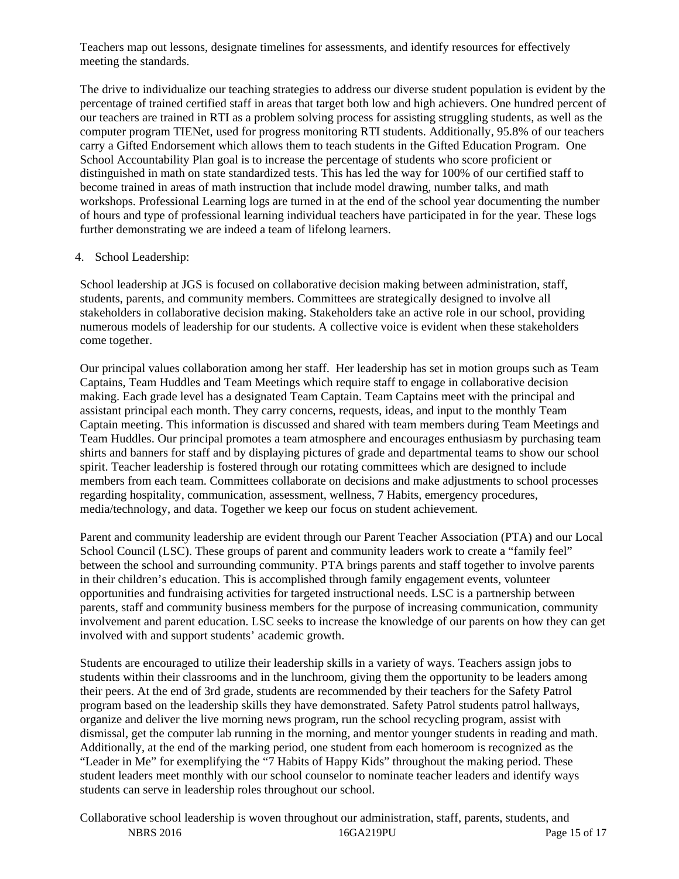Teachers map out lessons, designate timelines for assessments, and identify resources for effectively meeting the standards.

The drive to individualize our teaching strategies to address our diverse student population is evident by the percentage of trained certified staff in areas that target both low and high achievers. One hundred percent of our teachers are trained in RTI as a problem solving process for assisting struggling students, as well as the computer program TIENet, used for progress monitoring RTI students. Additionally, 95.8% of our teachers carry a Gifted Endorsement which allows them to teach students in the Gifted Education Program. One School Accountability Plan goal is to increase the percentage of students who score proficient or distinguished in math on state standardized tests. This has led the way for 100% of our certified staff to become trained in areas of math instruction that include model drawing, number talks, and math workshops. Professional Learning logs are turned in at the end of the school year documenting the number of hours and type of professional learning individual teachers have participated in for the year. These logs further demonstrating we are indeed a team of lifelong learners.

4. School Leadership:

School leadership at JGS is focused on collaborative decision making between administration, staff, students, parents, and community members. Committees are strategically designed to involve all stakeholders in collaborative decision making. Stakeholders take an active role in our school, providing numerous models of leadership for our students. A collective voice is evident when these stakeholders come together.

Our principal values collaboration among her staff. Her leadership has set in motion groups such as Team Captains, Team Huddles and Team Meetings which require staff to engage in collaborative decision making. Each grade level has a designated Team Captain. Team Captains meet with the principal and assistant principal each month. They carry concerns, requests, ideas, and input to the monthly Team Captain meeting. This information is discussed and shared with team members during Team Meetings and Team Huddles. Our principal promotes a team atmosphere and encourages enthusiasm by purchasing team shirts and banners for staff and by displaying pictures of grade and departmental teams to show our school spirit. Teacher leadership is fostered through our rotating committees which are designed to include members from each team. Committees collaborate on decisions and make adjustments to school processes regarding hospitality, communication, assessment, wellness, 7 Habits, emergency procedures, media/technology, and data. Together we keep our focus on student achievement.

Parent and community leadership are evident through our Parent Teacher Association (PTA) and our Local School Council (LSC). These groups of parent and community leaders work to create a "family feel" between the school and surrounding community. PTA brings parents and staff together to involve parents in their children's education. This is accomplished through family engagement events, volunteer opportunities and fundraising activities for targeted instructional needs. LSC is a partnership between parents, staff and community business members for the purpose of increasing communication, community involvement and parent education. LSC seeks to increase the knowledge of our parents on how they can get involved with and support students' academic growth.

Students are encouraged to utilize their leadership skills in a variety of ways. Teachers assign jobs to students within their classrooms and in the lunchroom, giving them the opportunity to be leaders among their peers. At the end of 3rd grade, students are recommended by their teachers for the Safety Patrol program based on the leadership skills they have demonstrated. Safety Patrol students patrol hallways, organize and deliver the live morning news program, run the school recycling program, assist with dismissal, get the computer lab running in the morning, and mentor younger students in reading and math. Additionally, at the end of the marking period, one student from each homeroom is recognized as the "Leader in Me" for exemplifying the "7 Habits of Happy Kids" throughout the making period. These student leaders meet monthly with our school counselor to nominate teacher leaders and identify ways students can serve in leadership roles throughout our school.

Collaborative school leadership is woven throughout our administration, staff, parents, students, and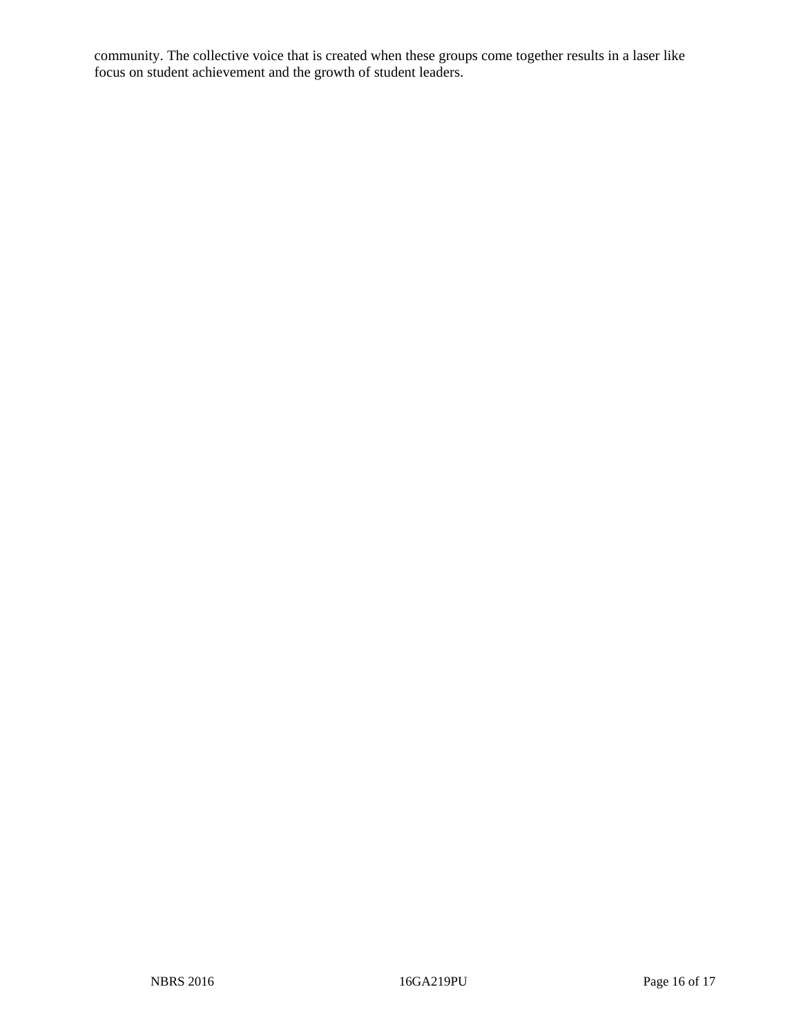community. The collective voice that is created when these groups come together results in a laser like focus on student achievement and the growth of student leaders.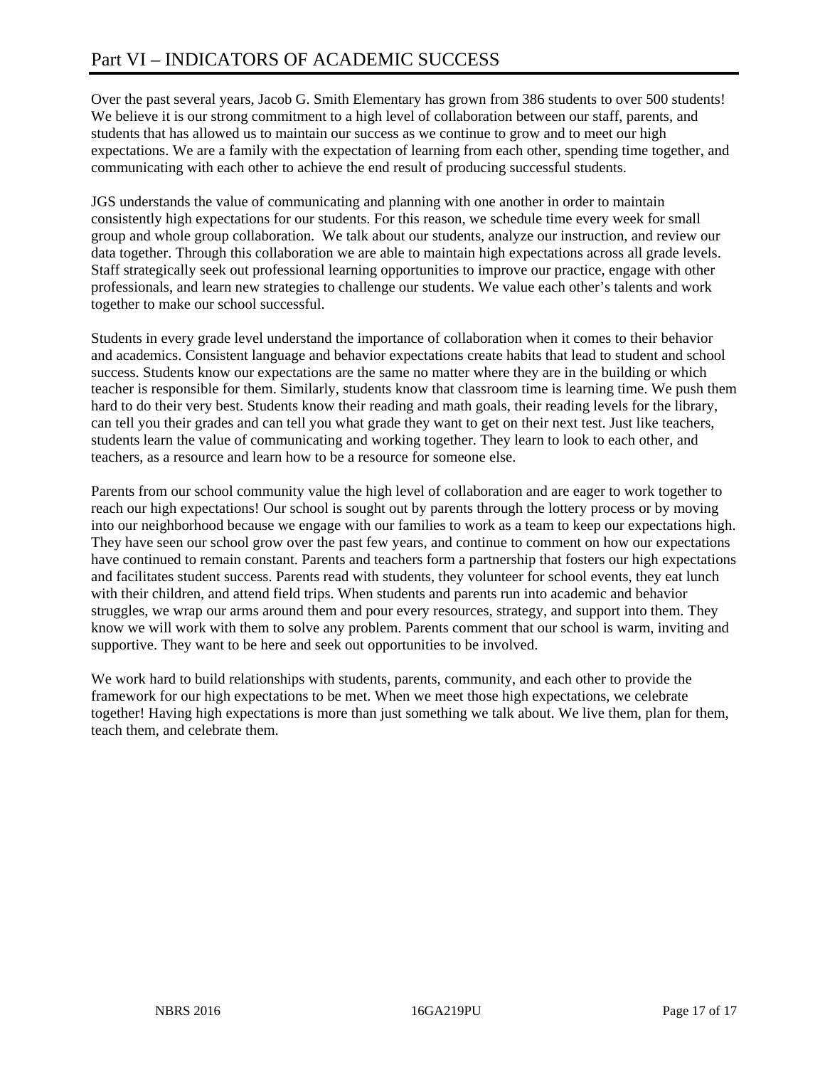# Part VI – INDICATORS OF ACADEMIC SUCCESS

Over the past several years, Jacob G. Smith Elementary has grown from 386 students to over 500 students! We believe it is our strong commitment to a high level of collaboration between our staff, parents, and students that has allowed us to maintain our success as we continue to grow and to meet our high expectations. We are a family with the expectation of learning from each other, spending time together, and communicating with each other to achieve the end result of producing successful students.

JGS understands the value of communicating and planning with one another in order to maintain consistently high expectations for our students. For this reason, we schedule time every week for small group and whole group collaboration. We talk about our students, analyze our instruction, and review our data together. Through this collaboration we are able to maintain high expectations across all grade levels. Staff strategically seek out professional learning opportunities to improve our practice, engage with other professionals, and learn new strategies to challenge our students. We value each other's talents and work together to make our school successful.

Students in every grade level understand the importance of collaboration when it comes to their behavior and academics. Consistent language and behavior expectations create habits that lead to student and school success. Students know our expectations are the same no matter where they are in the building or which teacher is responsible for them. Similarly, students know that classroom time is learning time. We push them hard to do their very best. Students know their reading and math goals, their reading levels for the library, can tell you their grades and can tell you what grade they want to get on their next test. Just like teachers, students learn the value of communicating and working together. They learn to look to each other, and teachers, as a resource and learn how to be a resource for someone else.

Parents from our school community value the high level of collaboration and are eager to work together to reach our high expectations! Our school is sought out by parents through the lottery process or by moving into our neighborhood because we engage with our families to work as a team to keep our expectations high. They have seen our school grow over the past few years, and continue to comment on how our expectations have continued to remain constant. Parents and teachers form a partnership that fosters our high expectations and facilitates student success. Parents read with students, they volunteer for school events, they eat lunch with their children, and attend field trips. When students and parents run into academic and behavior struggles, we wrap our arms around them and pour every resources, strategy, and support into them. They know we will work with them to solve any problem. Parents comment that our school is warm, inviting and supportive. They want to be here and seek out opportunities to be involved.

We work hard to build relationships with students, parents, community, and each other to provide the framework for our high expectations to be met. When we meet those high expectations, we celebrate together! Having high expectations is more than just something we talk about. We live them, plan for them, teach them, and celebrate them.